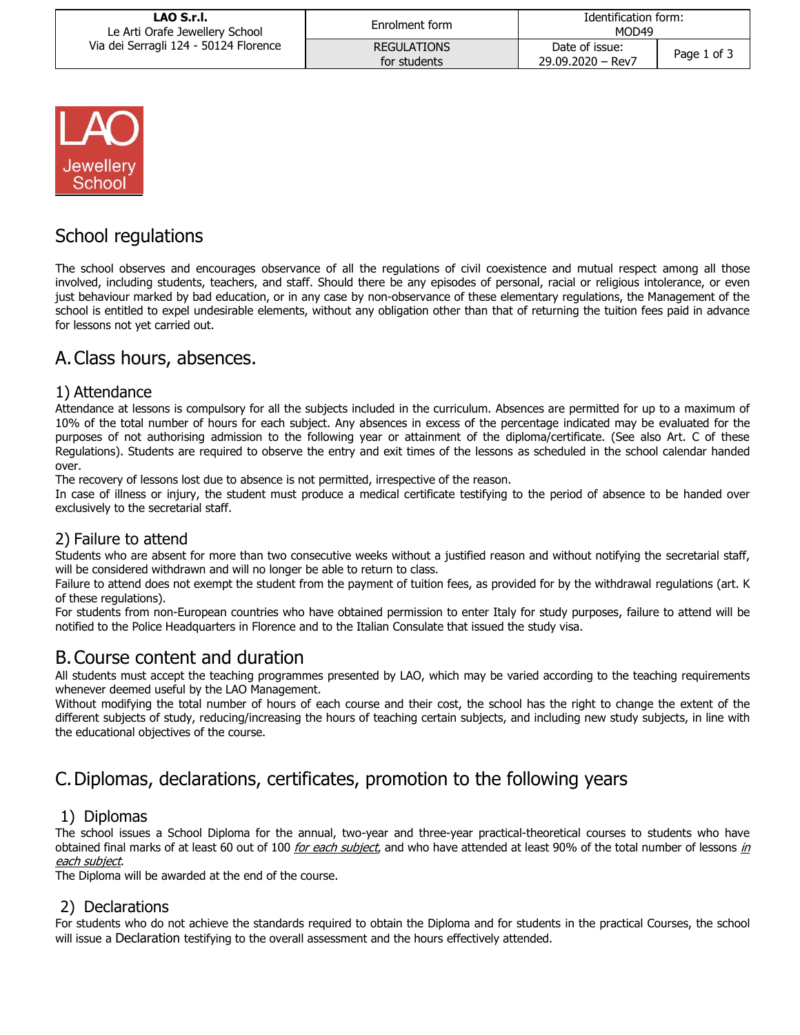# School regulations

The school observes and encourages observance of all the regulations of civil coexistence and mutual respect among all those involved, including students, teachers, and staff. Should there be any episodes of personal, racial or religious intolerance, or even just behaviour marked by bad education, or in any case by non-observance of these elementary regulations, the Management of the school is entitled to expel undesirable elements, without any obligation other than that of returning the tuition fees paid in advance for lessons not yet carried out.

## A. Class hours, absences.

### 1) Attendance

Attendance at lessons is compulsory for all the subjects included in the curriculum. Absences are permitted for up to a maximum of 10% of the total number of hours for each subject. Any absences in excess of the percentage indicated may be evaluated for the purposes of not authorising admission to the following year or attainment of the diploma/certificate. (See also Art. C of these Regulations). Students are required to observe the entry and exit times of the lessons as scheduled in the school calendar handed over.

The recovery of lessons lost due to absence is not permitted, irrespective of the reason.

In case of illness or injury, the student must produce a medical certificate testifying to the period of absence to be handed over exclusively to the secretarial staff.

### 2) Failure to attend

Students who are absent for more than two consecutive weeks without a justified reason and without notifying the secretarial staff, will be considered withdrawn and will no longer be able to return to class.

Failure to attend does not exempt the student from the payment of tuition fees, as provided for by the withdrawal regulations (art. K of these regulations).

For students from non-European countries who have obtained permission to enter Italy for study purposes, failure to attend will be notified to the Police Headquarters in Florence and to the Italian Consulate that issued the study visa.

## B. Course content and duration

All students must accept the teaching programmes presented by LAO, which may be varied according to the teaching requirements whenever deemed useful by the LAO Management.

Without modifying the total number of hours of each course and their cost, the school has the right to change the extent of the different subjects of study, reducing/increasing the hours of teaching certain subjects, and including new study subjects, in line with the educational objectives of the course.

## C. Diplomas, declarations, certificates, promotion to the following years

### 1) Diplomas

The school issues a School Diploma for the annual, two-year and three-year practical-theoretical courses to students who have obtained final marks of at least 60 out of 100 *for each subject*, and who have attended at least 90% of the total number of lessons *in each subject*.

The Diploma will be awarded at the end of the course.

### 2) Declarations

For students who do not achieve the standards required to obtain the Diploma and for students in the practical Courses, the school will issue a Declaration testifying to the overall assessment and the hours effectively attended.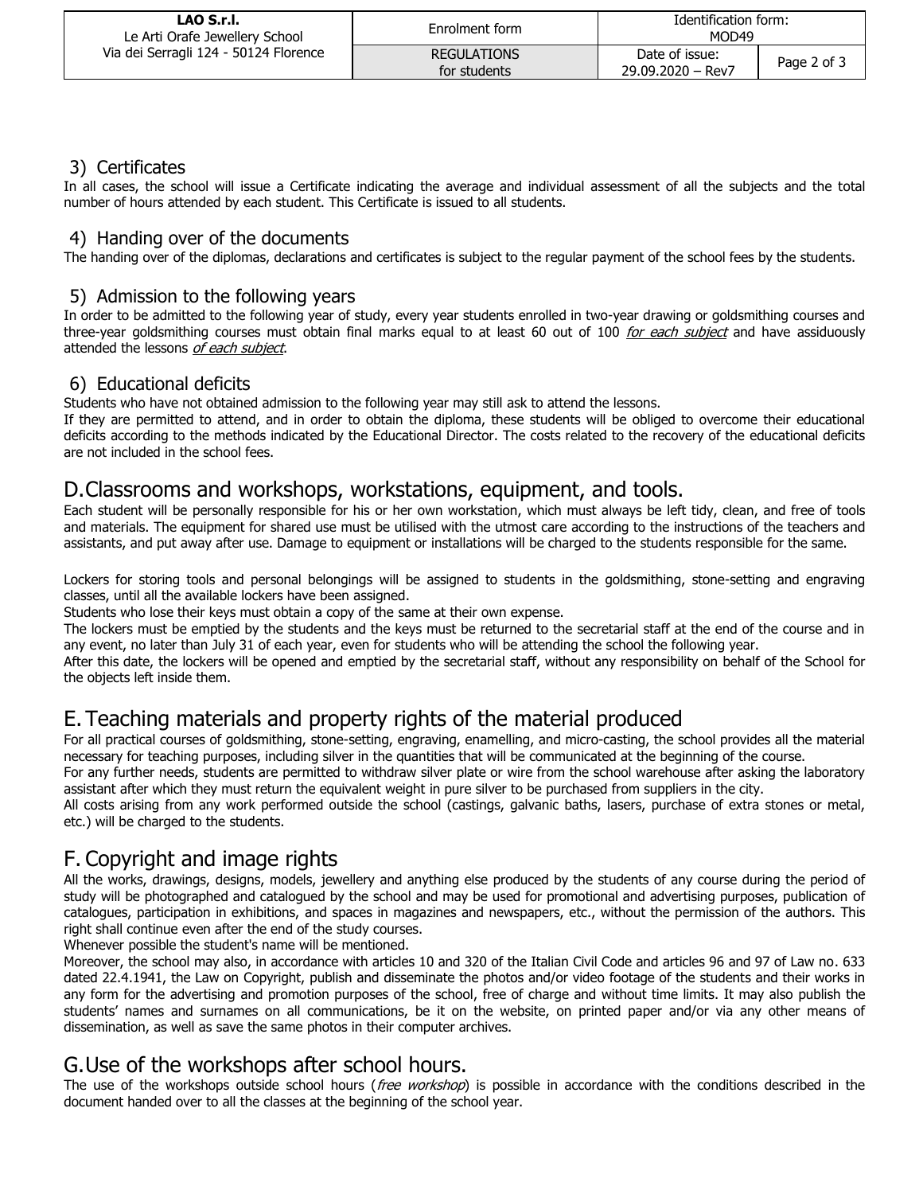### 3) Certificates

In all cases, the school will issue a Certificate indicating the average and individual assessment of all the subjects and the total number of hours attended by each student. This Certificate is issued to all students.

### 4) Handing over of the documents

The handing over of the diplomas, declarations and certificates is subject to the regular payment of the school fees by the students.

### 5) Admission to the following years

In order to be admitted to the following year of study, every year students enrolled in two-year drawing or goldsmithing courses and three-year goldsmithing courses must obtain final marks equal to at least 60 out of 100 *for each subject* and have assiduously attended the lessons *of each subject*.

### 6) Educational deficits

Students who have not obtained admission to the following year may still ask to attend the lessons.

If they are permitted to attend, and in order to obtain the diploma, these students will be obliged to overcome their educational deficits according to the methods indicated by the Educational Director. The costs related to the recovery of the educational deficits are not included in the school fees.

## D. Classrooms and workshops, workstations, equipment, and tools.

Each student will be personally responsible for his or her own workstation, which must always be left tidy, clean, and free of tools and materials. The equipment for shared use must be utilised with the utmost care according to the instructions of the teachers and assistants, and put away after use. Damage to equipment or installations will be charged to the students responsible for the same.

Lockers for storing tools and personal belongings will be assigned to students in the goldsmithing, stone-setting and engraving classes, until all the available lockers have been assigned.

Students who lose their keys must obtain a copy of the same at their own expense.

The lockers must be emptied by the students and the keys must be returned to the secretarial staff at the end of the course and in any event, no later than July 31 of each year, even for students who will be attending the school the following year.

After this date, the lockers will be opened and emptied by the secretarial staff, without any responsibility on behalf of the School for the objects left inside them.

## E. Teaching materials and property rights of the material produced

For all practical courses of goldsmithing, stone-setting, engraving, enamelling, and micro-casting, the school provides all the material necessary for teaching purposes, including silver in the quantities that will be communicated at the beginning of the course.

For any further needs, students are permitted to withdraw silver plate or wire from the school warehouse after asking the laboratory assistant after which they must return the equivalent weight in pure silver to be purchased from suppliers in the city.

All costs arising from any work performed outside the school (castings, galvanic baths, lasers, purchase of extra stones or metal, etc.) will be charged to the students.

## F. Copyright and image rights

All the works, drawings, designs, models, jewellery and anything else produced by the students of any course during the period of study will be photographed and catalogued by the school and may be used for promotional and advertising purposes, publication of catalogues, participation in exhibitions, and spaces in magazines and newspapers, etc., without the permission of the authors. This right shall continue even after the end of the study courses.

Whenever possible the student's name will be mentioned.

Moreover, the school may also, in accordance with articles 10 and 320 of the Italian Civil Code and articles 96 and 97 of Law no. 633 dated 22.4.1941, the Law on Copyright, publish and disseminate the photos and/or video footage of the students and their works in any form for the advertising and promotion purposes of the school, free of charge and without time limits. It may also publish the students' names and surnames on all communications, be it on the website, on printed paper and/or via any other means of dissemination, as well as save the same photos in their computer archives.

## G. Use of the workshops after school hours.

The use of the workshops outside school hours (*free workshop*) is possible in accordance with the conditions described in the document handed over to all the classes at the beginning of the school year.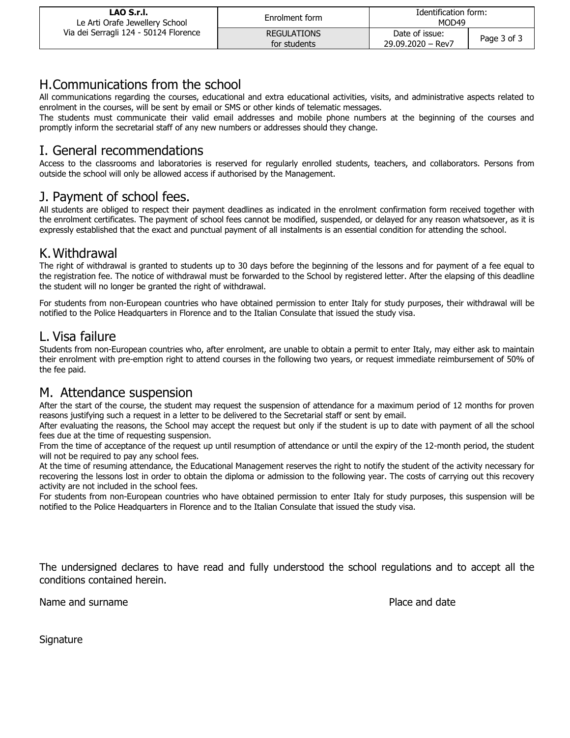## H. Communications from the school

All communications regarding the courses, educational and extra educational activities, visits, and administrative aspects related to enrolment in the courses, will be sent by email or SMS or other kinds of telematic messages.

The students must communicate their valid email addresses and mobile phone numbers at the beginning of the courses and promptly inform the secretarial staff of any new numbers or addresses should they change.

## I. General recommendations

Access to the classrooms and laboratories is reserved for regularly enrolled students, teachers, and collaborators. Persons from outside the school will only be allowed access if authorised by the Management.

## J. Payment of school fees.

All students are obliged to respect their payment deadlines as indicated in the enrolment confirmation form received together with the enrolment certificates. The payment of school fees cannot be modified, suspended, or delayed for any reason whatsoever, as it is expressly established that the exact and punctual payment of all instalments is an essential condition for attending the school.

## K. Withdrawal

The right of withdrawal is granted to students up to 30 days before the beginning of the lessons and for payment of a fee equal to the registration fee. The notice of withdrawal must be forwarded to the School by registered letter. After the elapsing of this deadline the student will no longer be granted the right of withdrawal.

For students from non-European countries who have obtained permission to enter Italy for study purposes, their withdrawal will be notified to the Police Headquarters in Florence and to the Italian Consulate that issued the study visa.

## L. Visa failure

Students from non-European countries who, after enrolment, are unable to obtain a permit to enter Italy, may either ask to maintain their enrolment with pre-emption right to attend courses in the following two years, or request immediate reimbursement of 50% of the fee paid.

## M. Attendance suspension

After the start of the course, the student may request the suspension of attendance for a maximum period of 12 months for proven reasons justifying such a request in a letter to be delivered to the Secretarial staff or sent by email.

After evaluating the reasons, the School may accept the request but only if the student is up to date with payment of all the school fees due at the time of requesting suspension.

From the time of acceptance of the request up until resumption of attendance or until the expiry of the 12-month period, the student will not be required to pay any school fees.

At the time of resuming attendance, the Educational Management reserves the right to notify the student of the activity necessary for recovering the lessons lost in order to obtain the diploma or admission to the following year. The costs of carrying out this recovery activity are not included in the school fees.

For students from non-European countries who have obtained permission to enter Italy for study purposes, this suspension will be notified to the Police Headquarters in Florence and to the Italian Consulate that issued the study visa.

The undersigned declares to have read and fully understood the school regulations and to accept all the conditions contained herein.

Name and surname

Place and date

Signature